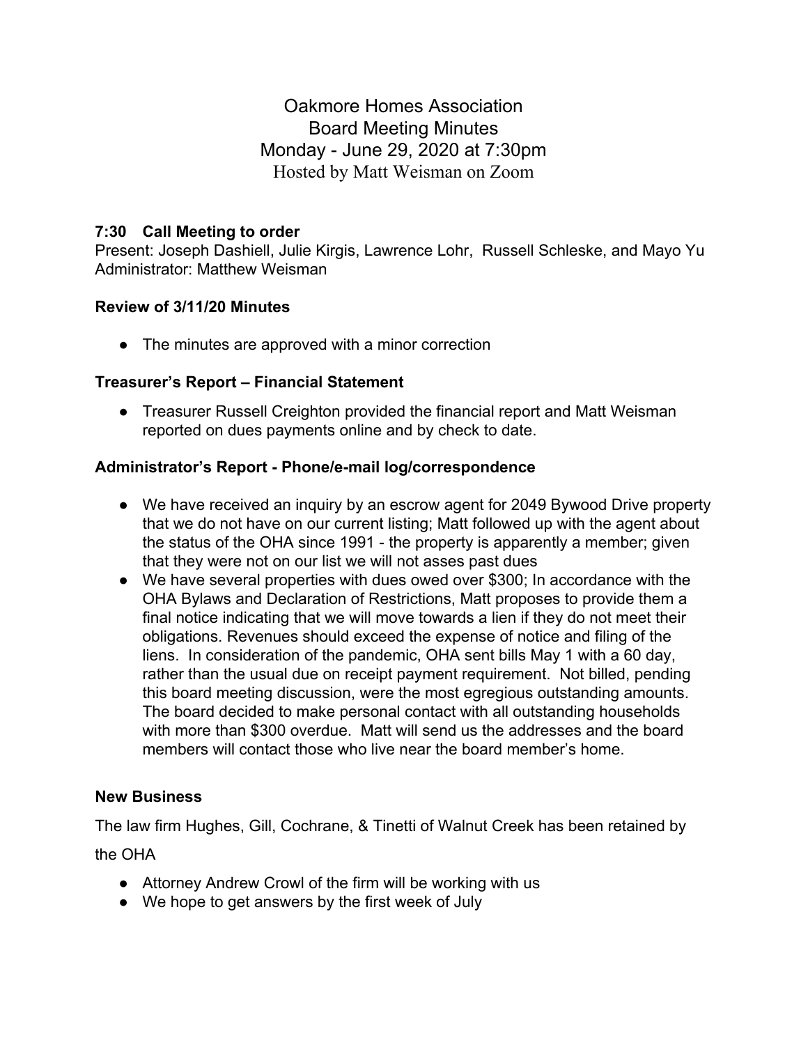# Oakmore Homes Association
## Board Meeting Minutes
## Monday - June 29, 2020 at 7:30pm
### Hosted by Matt Weisman on Zoom

**7:30 Call Meeting to order**

Present: Joseph Dashiell, Julie Kirgis, Lawrence Lohr, Russell Schleske, and Mayo Yu
Administrator: Matthew Weisman

**Review of 3/11/20 Minutes**

- The minutes are approved with a minor correction

**Treasurer's Report – Financial Statement**

- Treasurer Russell Creighton provided the financial report and Matt Weisman reported on dues payments online and by check to date.

**Administrator's Report - Phone/e-mail log/correspondence**

- We have received an inquiry by an escrow agent for 2049 Bywood Drive property that we do not have on our current listing; Matt followed up with the agent about the status of the OHA since 1991 - the property is apparently a member; given that they were not on our list we will not asses past dues
- We have several properties with dues owed over $300; In accordance with the OHA Bylaws and Declaration of Restrictions, Matt proposes to provide them a final notice indicating that we will move towards a lien if they do not meet their obligations. Revenues should exceed the expense of notice and filing of the liens. In consideration of the pandemic, OHA sent bills May 1 with a 60 day, rather than the usual due on receipt payment requirement. Not billed, pending this board meeting discussion, were the most egregious outstanding amounts. The board decided to make personal contact with all outstanding households with more than $300 overdue. Matt will send us the addresses and the board members will contact those who live near the board member's home.

**New Business**

The law firm Hughes, Gill, Cochrane, & Tinetti of Walnut Creek has been retained by the OHA

- Attorney Andrew Crowl of the firm will be working with us
- We hope to get answers by the first week of July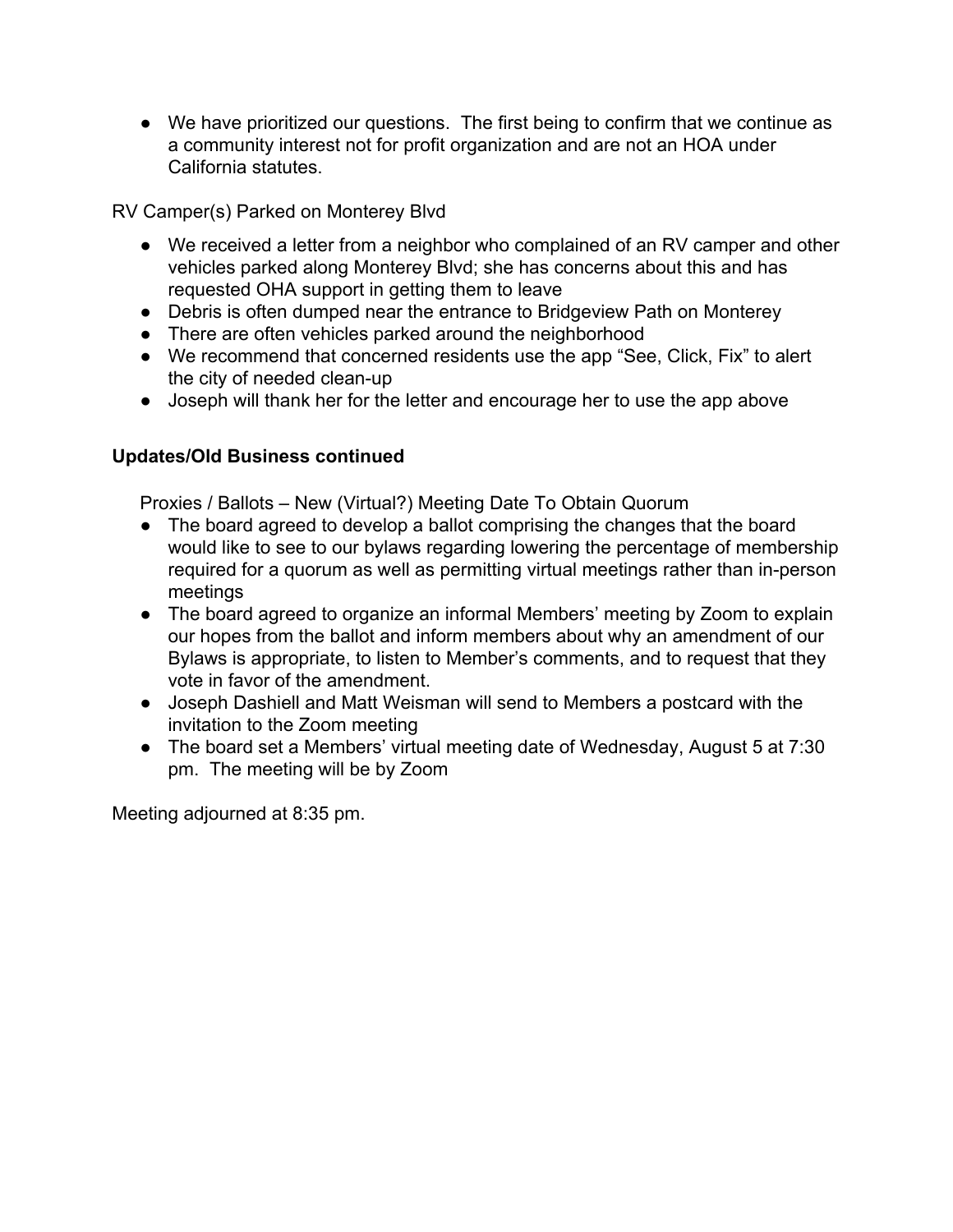- We have prioritized our questions. The first being to confirm that we continue as a community interest not for profit organization and are not an HOA under California statutes.

RV Camper(s) Parked on Monterey Blvd

- We received a letter from a neighbor who complained of an RV camper and other vehicles parked along Monterey Blvd; she has concerns about this and has requested OHA support in getting them to leave
- Debris is often dumped near the entrance to Bridgeview Path on Monterey
- There are often vehicles parked around the neighborhood
- We recommend that concerned residents use the app “See, Click, Fix” to alert the city of needed clean-up
- Joseph will thank her for the letter and encourage her to use the app above

**Updates/Old Business continued**

Proxies / Ballots – New (Virtual?) Meeting Date To Obtain Quorum

- The board agreed to develop a ballot comprising the changes that the board would like to see to our bylaws regarding lowering the percentage of membership required for a quorum as well as permitting virtual meetings rather than in-person meetings
- The board agreed to organize an informal Members’ meeting by Zoom to explain our hopes from the ballot and inform members about why an amendment of our Bylaws is appropriate, to listen to Member’s comments, and to request that they vote in favor of the amendment.
- Joseph Dashiell and Matt Weisman will send to Members a postcard with the invitation to the Zoom meeting
- The board set a Members’ virtual meeting date of Wednesday, August 5 at 7:30 pm. The meeting will be by Zoom

Meeting adjourned at 8:35 pm.